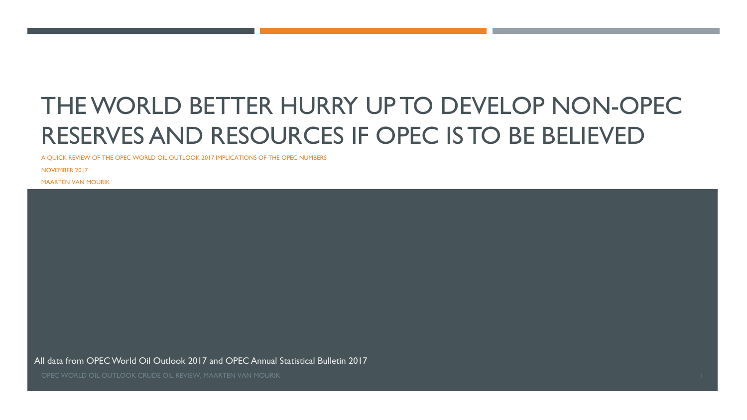# THE WORLD BETTER HURRY UP TO DEVELOP NON-OPEC RESERVES AND RESOURCES IF OPEC IS TO BE BELIEVED

A QUICK REVIEW OF THE OPEC WORLD OIL OUTLOOK 2017 IMPLICATIONS OF THE OPEC NUMBERS

NOVEMBER 2017

MAARTEN VAN MOURIK

All data from OPEC World Oil Outlook 2017 and OPEC Annual Statistical Bulletin 2017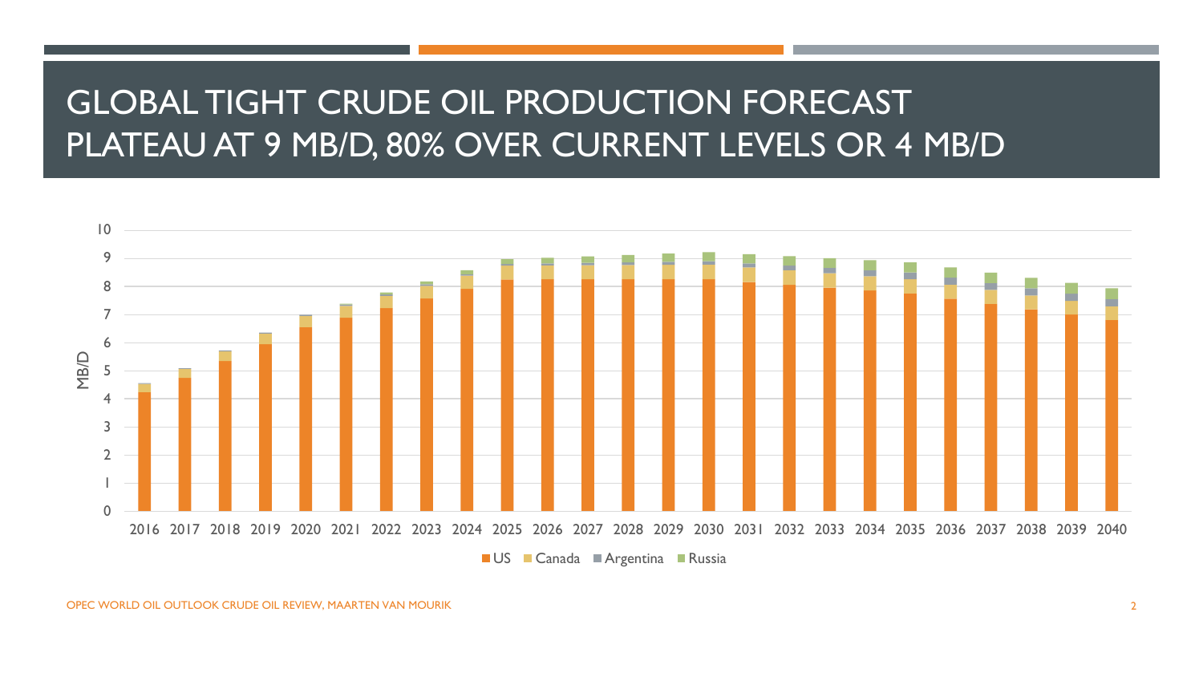# GLOBAL TIGHT CRUDE OIL PRODUCTION FORECAST PLATEAU AT 9 MB/D, 80% OVER CURRENT LEVELS OR 4 MB/D

MB/D

0, 1, 2, 3, 4, 5, 6, 7, 8, 9, 10

2016 2017 2018 2019 2020 2021 2022 2023 2024 2025 2026 2027 2028 2029 2030 2031 2032 2033 2034 2035 2036 2037 2038 2039 2040

US, Canada, Argentina, Russia

OPEC WORLD OIL OUTLOOK CRUDE OIL REVIEW, MAARTEN VAN MOURIK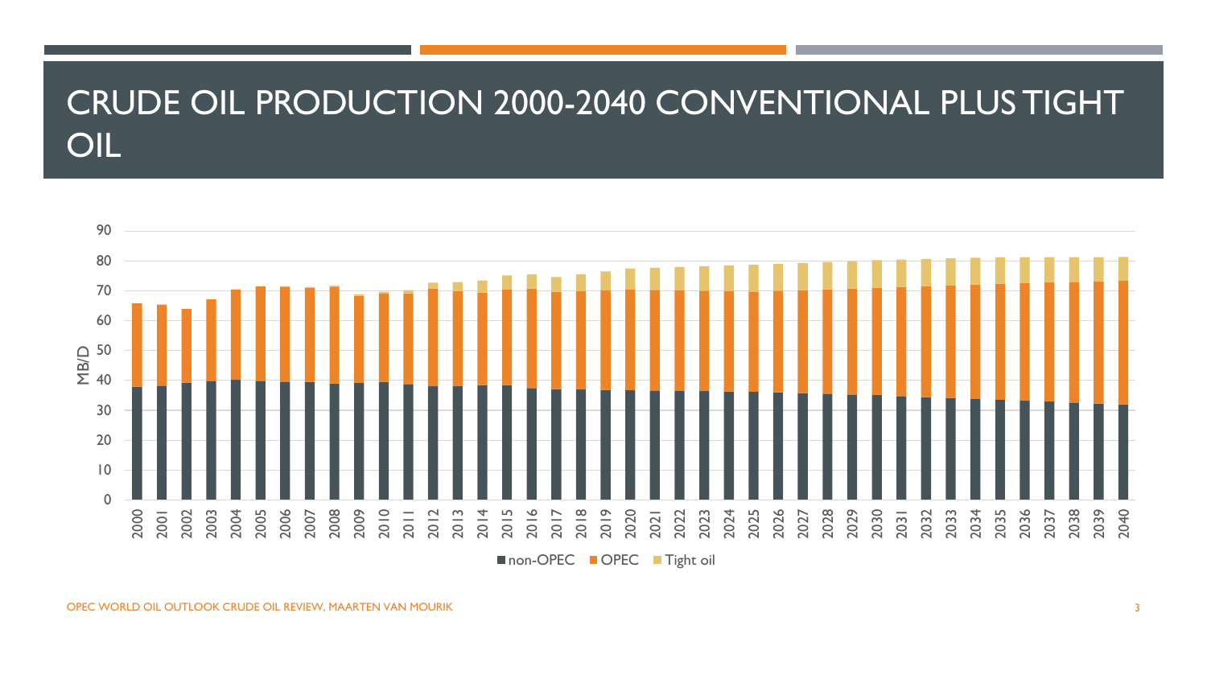# CRUDE OIL PRODUCTION 2000-2040 CONVENTIONAL PLUS TIGHT OIL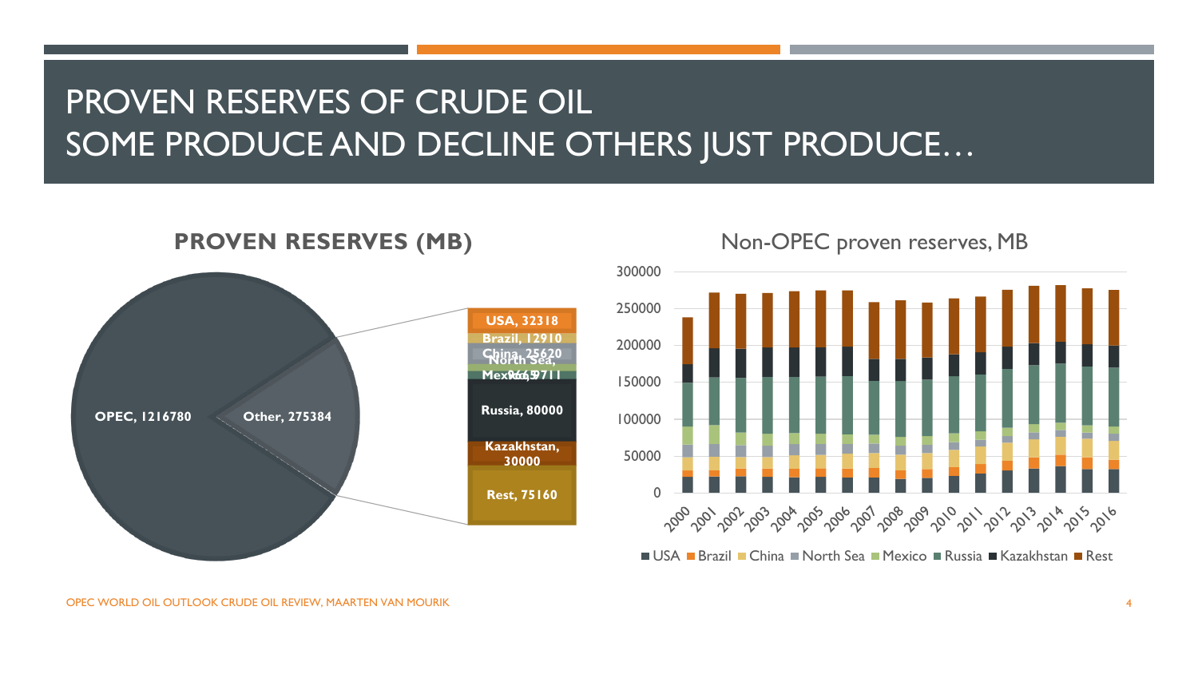# PROVEN RESERVES OF CRUDE OIL
# SOME PRODUCE AND DECLINE OTHERS JUST PRODUCE…

**PROVEN RESERVES (MB)**

OPEC, 1216780

Other, 275384

USA, 32318

Brazil, 12910

China, 25620

North Sea, 9665

Mexico, 9711

Russia, 80000

Kazakhstan, 30000

Rest, 75160

Non-OPEC proven reserves, MB

300000
250000
200000
150000
100000
50000
0

2000 2001 2002 2003 2004 2005 2006 2007 2008 2009 2010 2011 2012 2013 2014 2015 2016

USA, Brazil, China, North Sea, Mexico, Russia, Kazakhstan, Rest

OPEC WORLD OIL OUTLOOK CRUDE OIL REVIEW, MAARTEN VAN MOURIK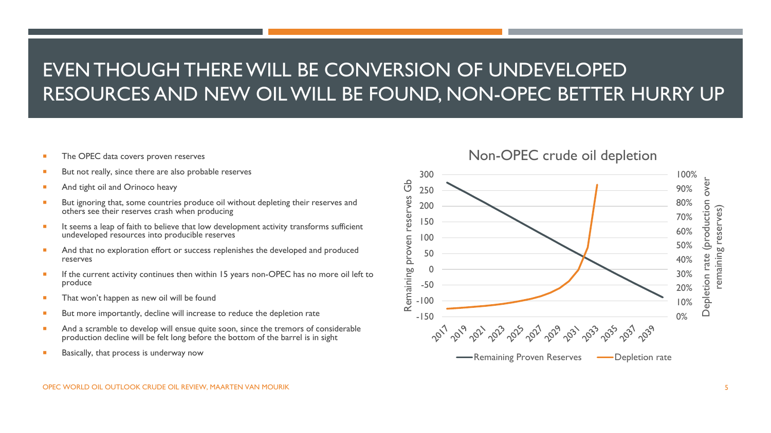# EVEN THOUGH THERE WILL BE CONVERSION OF UNDEVELOPED RESOURCES AND NEW OIL WILL BE FOUND, NON-OPEC BETTER HURRY UP

- The OPEC data covers proven reserves
- But not really, since there are also probable reserves
- And tight oil and Orinoco heavy
- But ignoring that, some countries produce oil without depleting their reserves and others see their reserves crash when producing
- It seems a leap of faith to believe that low development activity transforms sufficient undeveloped resources into producible reserves
- And that no exploration effort or success replenishes the developed and produced reserves
- If the current activity continues then within 15 years non-OPEC has no more oil left to produce
- That won't happen as new oil will be found
- But more importantly, decline will increase to reduce the depletion rate
- And a scramble to develop will ensue quite soon, since the tremors of considerable production decline will be felt long before the bottom of the barrel is in sight
- Basically, that process is underway now

Non-OPEC crude oil depletion

Remaining proven reserves Gb

300
250
200
150
100
50
0
-50
-100
-150

Depletion rate (production over remaining reserves)

100%
90%
80%
70%
60%
50%
40%
30%
20%
10%
0%

2017 2019 2021 2023 2025 2027 2029 2031 2033 2035 2037 2039

Remaining Proven Reserves
Depletion rate

OPEC WORLD OIL OUTLOOK CRUDE OIL REVIEW, MAARTEN VAN MOURIK